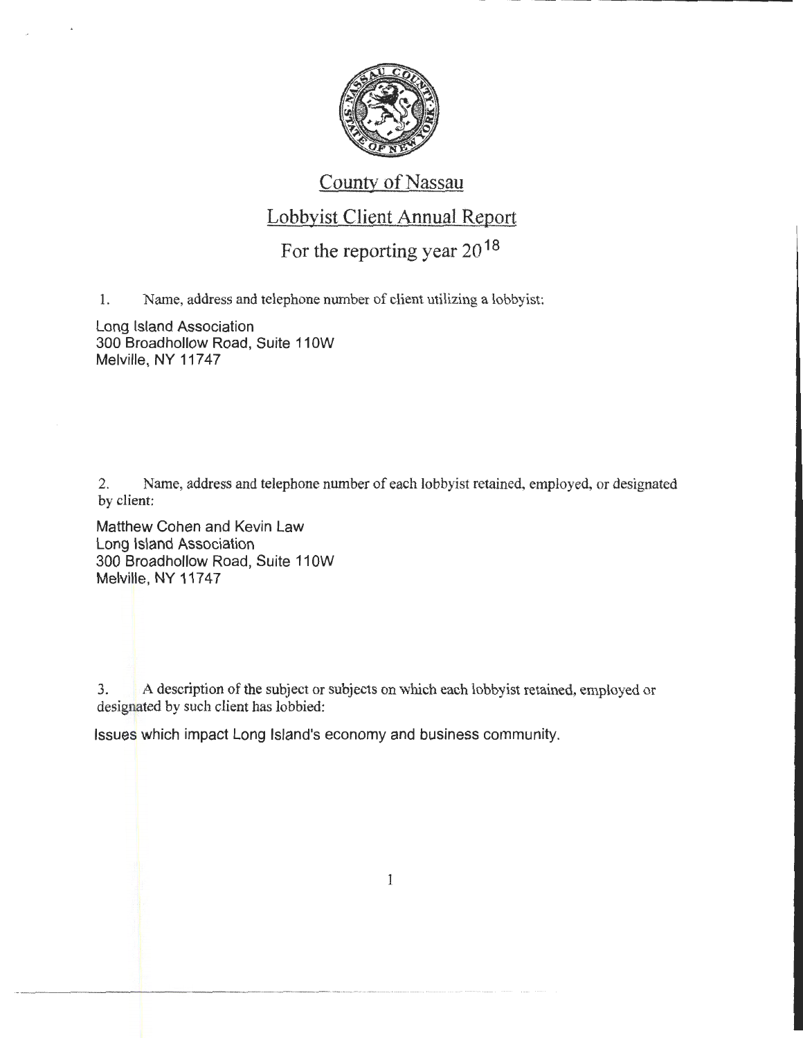# County of Nassau

## Lobbyist Client Annual Report

### For the reporting year 2018

1. Name, address and telephone number of client utilizing a lobbyist:

Long Island Association
300 Broadhollow Road, Suite 110W
Melville, NY 11747

2. Name, address and telephone number of each lobbyist retained, employed, or designated by client:

Matthew Cohen and Kevin Law
Long Island Association
300 Broadhollow Road, Suite 110W
Melville, NY 11747

3. A description of the subject or subjects on which each lobbyist retained, employed or designated by such client has lobbied:

Issues which impact Long Island's economy and business community.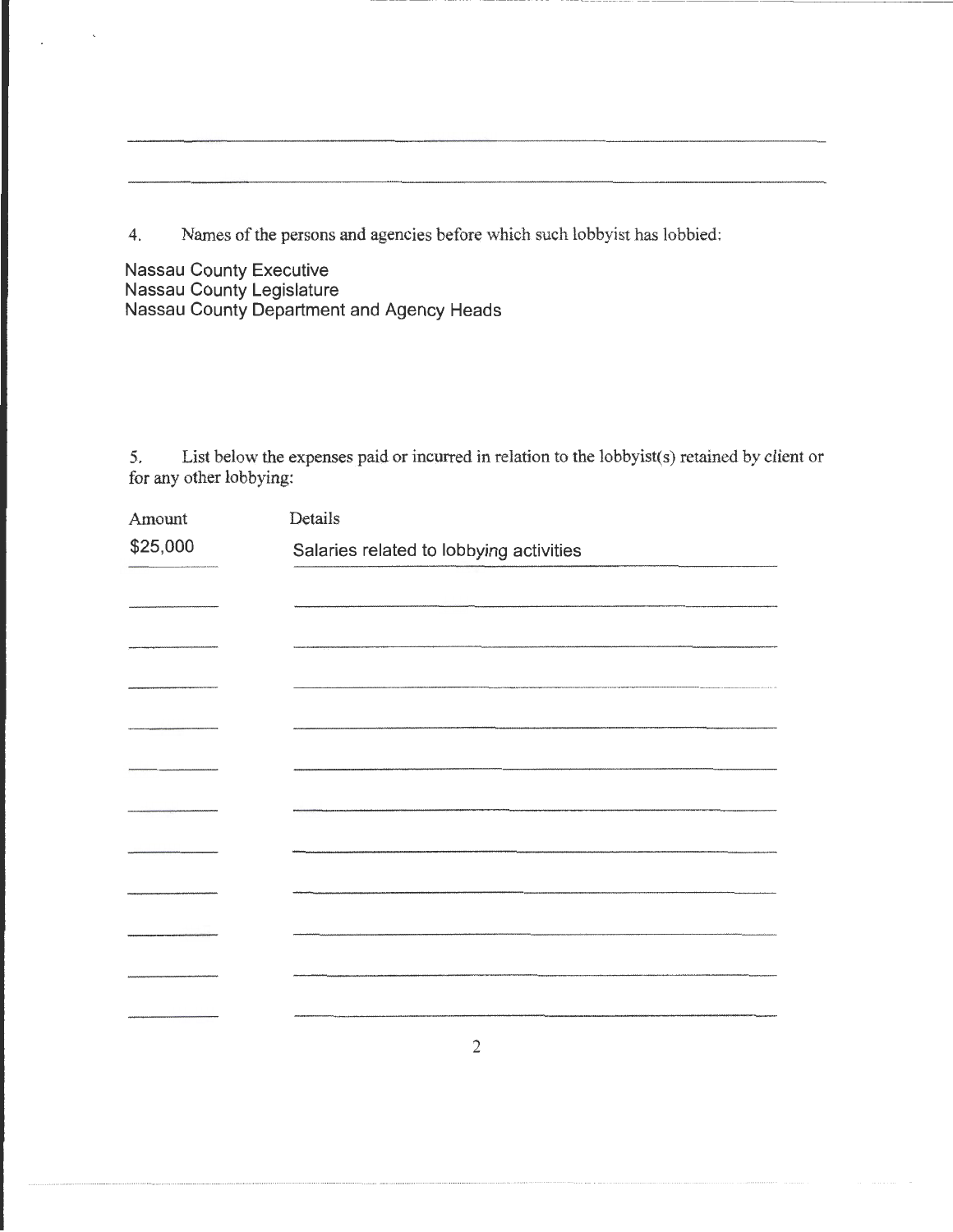4. Names of the persons and agencies before which such lobbyist has lobbied:

Nassau County Executive
Nassau County Legislature
Nassau County Department and Agency Heads

5. List below the expenses paid or incurred in relation to the lobbyist(s) retained by client or for any other lobbying:

| Amount | Details |
|---|---|
| $25,000 | Salaries related to lobbying activities |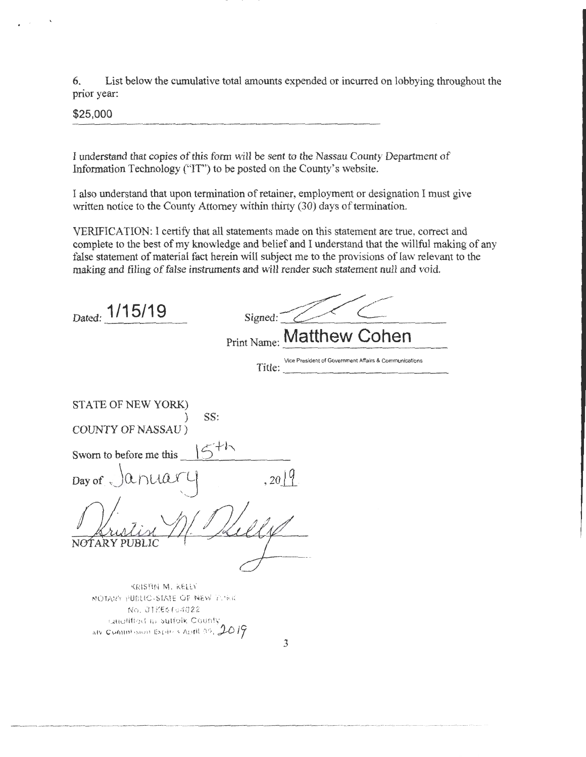6. List below the cumulative total amounts expended or incurred on lobbying throughout the prior year:

$25,000

I understand that copies of this form will be sent to the Nassau County Department of Information Technology ("IT") to be posted on the County's website.

I also understand that upon termination of retainer, employment or designation I must give written notice to the County Attorney within thirty (30) days of termination.

VERIFICATION: I certify that all statements made on this statement are true, correct and complete to the best of my knowledge and belief and I understand that the willful making of any false statement of material fact herein will subject me to the provisions of law relevant to the making and filing of false instruments and will render such statement null and void.

Dated: 1/15/19

Signed: [signature]

Print Name: **Matthew Cohen**

Title: Vice President of Government Affairs & Communications

STATE OF NEW YORK)
) SS:
COUNTY OF NASSAU)

Sworn to before me this 15th

Day of January, 2019

[signature]
NOTARY PUBLIC

KRISTIN M. KELLY
NOTARY PUBLIC-STATE OF NEW YORK
No. 01KE6154022
Qualified in Suffolk County
My Commission Expires April 30, 2019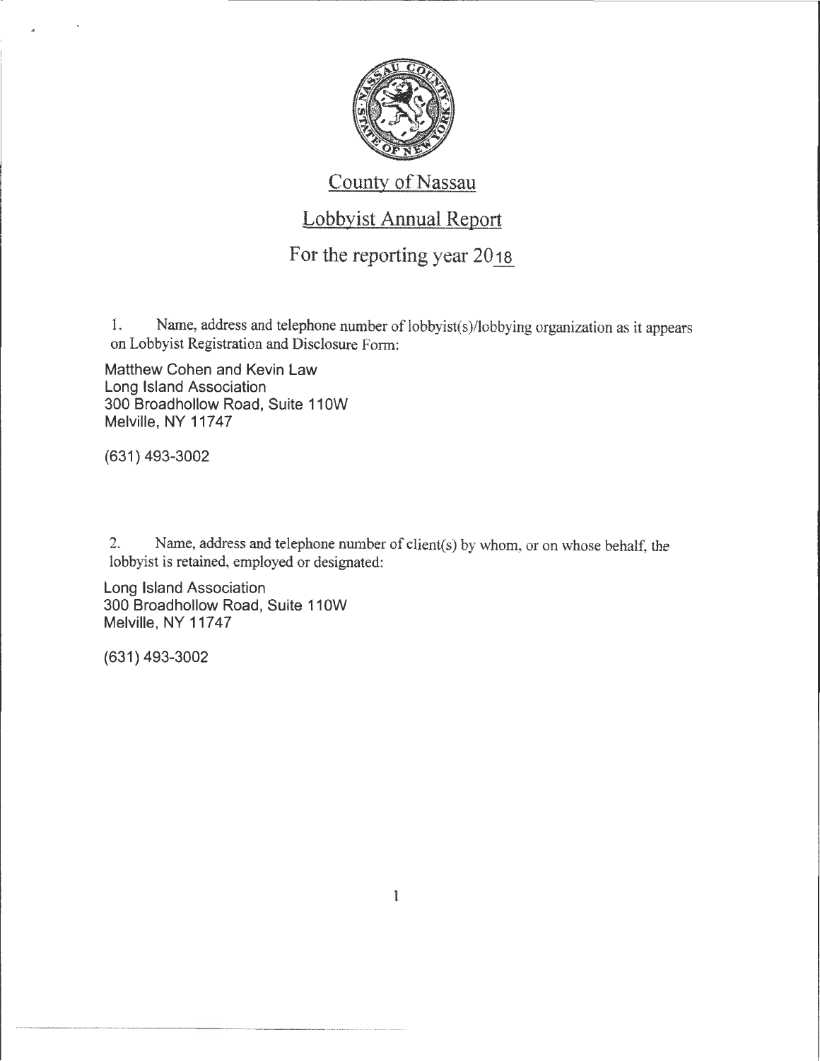# County of Nassau

## Lobbyist Annual Report

### For the reporting year 2018

1. Name, address and telephone number of lobbyist(s)/lobbying organization as it appears on Lobbyist Registration and Disclosure Form:

Matthew Cohen and Kevin Law
Long Island Association
300 Broadhollow Road, Suite 110W
Melville, NY 11747

(631) 493-3002

2. Name, address and telephone number of client(s) by whom, or on whose behalf, the lobbyist is retained, employed or designated:

Long Island Association
300 Broadhollow Road, Suite 110W
Melville, NY 11747

(631) 493-3002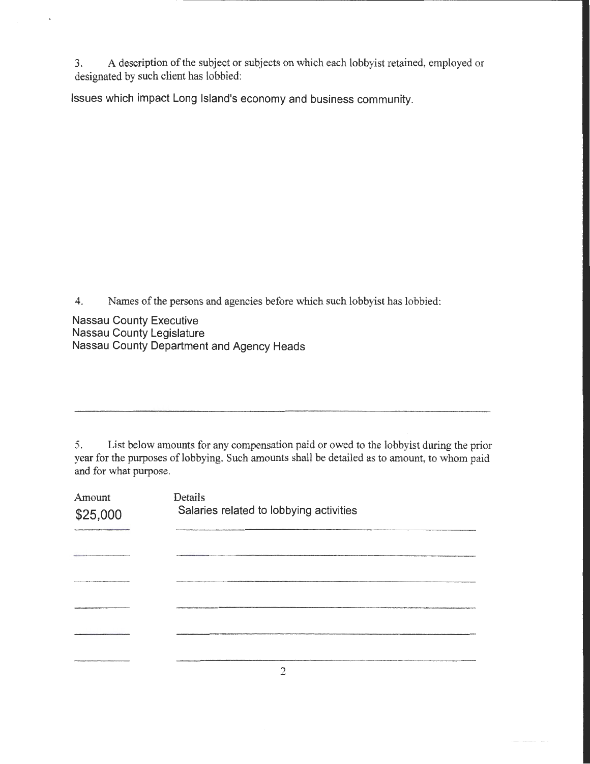3. A description of the subject or subjects on which each lobbyist retained, employed or designated by such client has lobbied:

Issues which impact Long Island's economy and business community.

4. Names of the persons and agencies before which such lobbyist has lobbied:

Nassau County Executive
Nassau County Legislature
Nassau County Department and Agency Heads

5. List below amounts for any compensation paid or owed to the lobbyist during the prior year for the purposes of lobbying. Such amounts shall be detailed as to amount, to whom paid and for what purpose.

| Amount | Details |
|---|---|
| $25,000 | Salaries related to lobbying activities |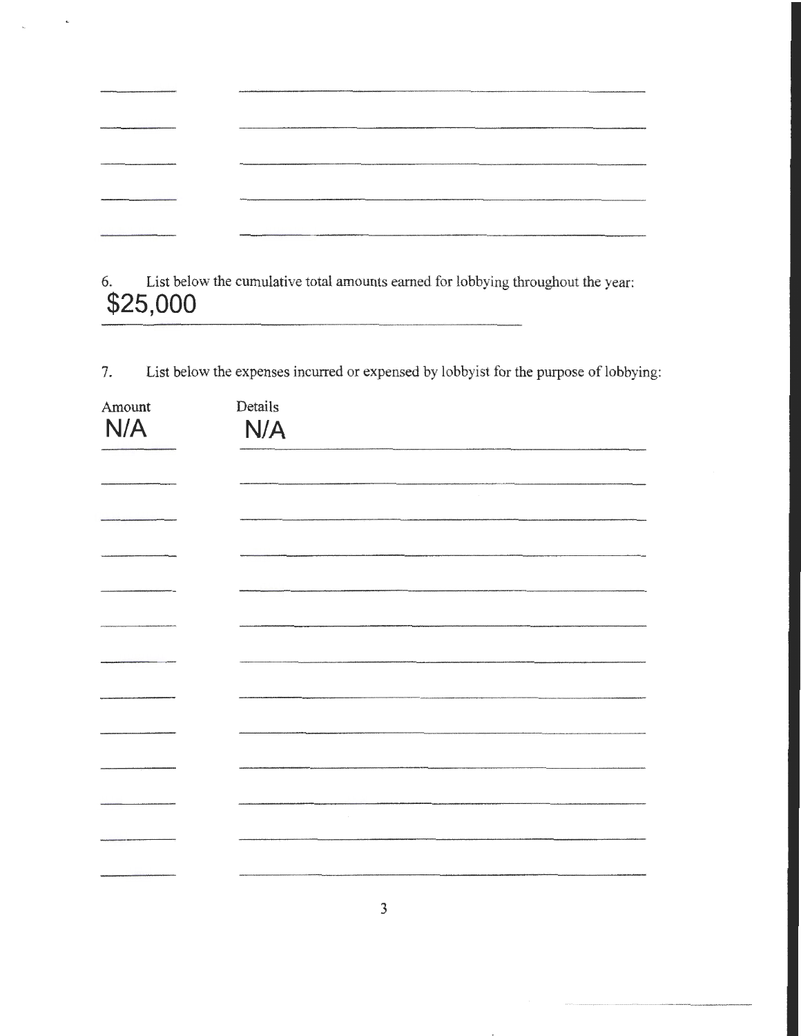6. List below the cumulative total amounts earned for lobbying throughout the year:

**$25,000**

7. List below the expenses incurred or expensed by lobbyist for the purpose of lobbying:

| Amount | Details |
| --- | --- |
| N/A | N/A |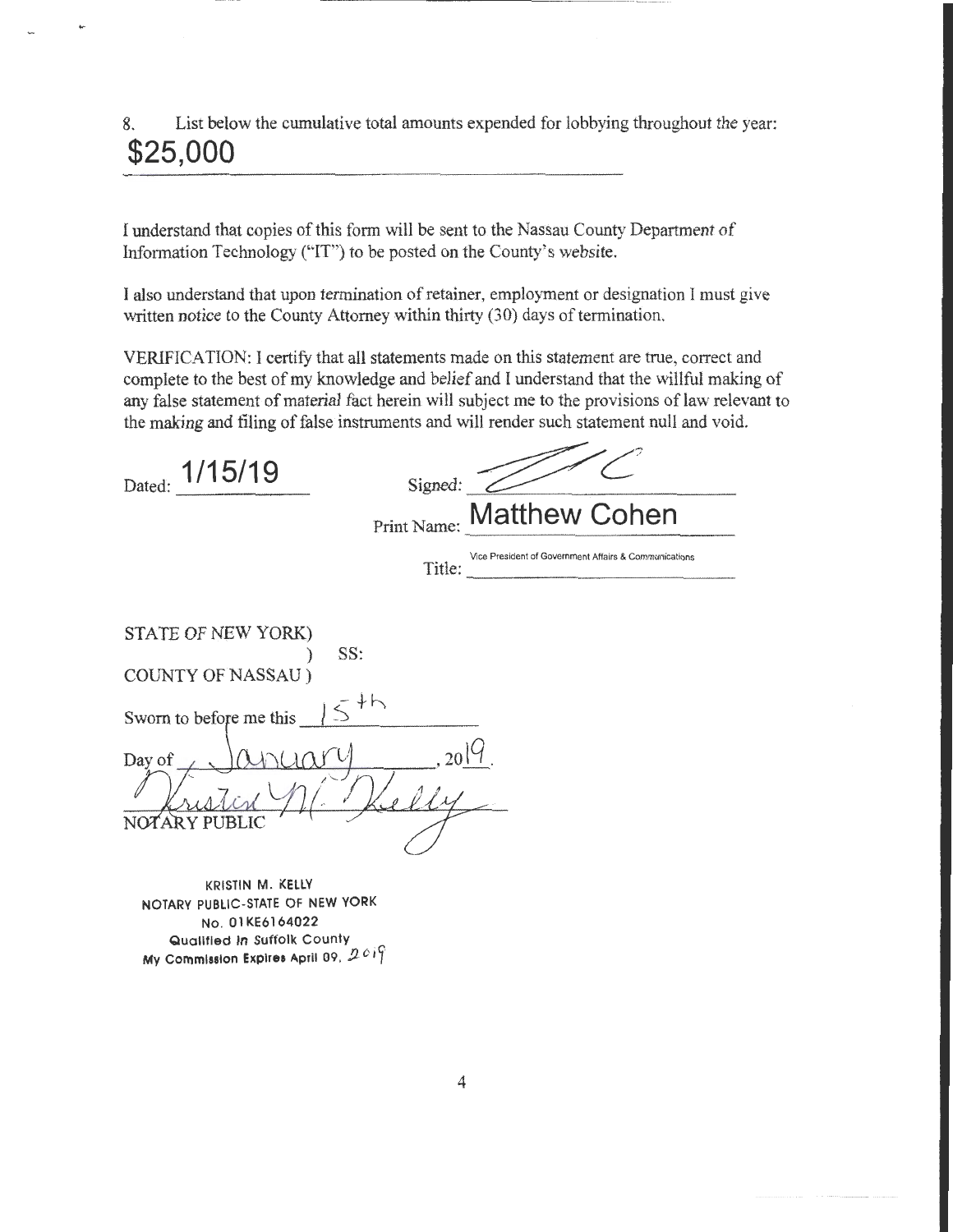8. List below the cumulative total amounts expended for lobbying throughout the year:

**$25,000**

I understand that copies of this form will be sent to the Nassau County Department of Information Technology ("IT") to be posted on the County's website.

I also understand that upon termination of retainer, employment or designation I must give written notice to the County Attorney within thirty (30) days of termination.

VERIFICATION: I certify that all statements made on this statement are true, correct and complete to the best of my knowledge and belief and I understand that the willful making of any false statement of material fact herein will subject me to the provisions of law relevant to the making and filing of false instruments and will render such statement null and void.

Dated: 1/15/19

Signed: [signature]

Print Name: Matthew Cohen

Title: Vice President of Government Affairs & Communications

STATE OF NEW YORK)
) SS:
COUNTY OF NASSAU )

Sworn to before me this 15th

Day of January, 2019.

[signature]
NOTARY PUBLIC

KRISTIN M. KELLY
NOTARY PUBLIC-STATE OF NEW YORK
No. 01KE6164022
Qualified In Suffolk County
My Commission Expires April 09, 2019